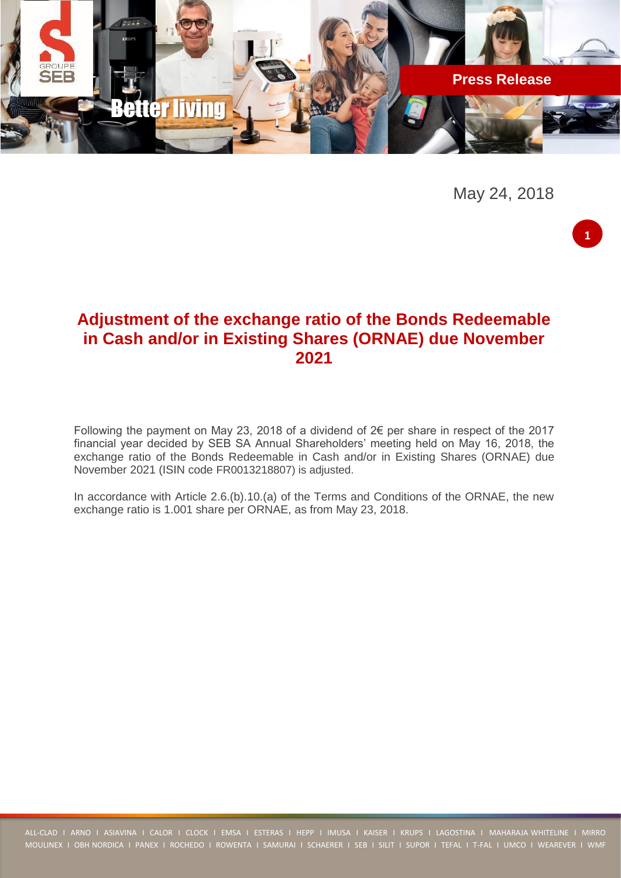Press Release

May 24, 2018

# Adjustment of the exchange ratio of the Bonds Redeemable in Cash and/or in Existing Shares (ORNAE) due November 2021

Following the payment on May 23, 2018 of a dividend of 2€ per share in respect of the 2017 financial year decided by SEB SA Annual Shareholders' meeting held on May 16, 2018, the exchange ratio of the Bonds Redeemable in Cash and/or in Existing Shares (ORNAE) due November 2021 (ISIN code FR0013218807) is adjusted.

In accordance with Article 2.6.(b).10.(a) of the Terms and Conditions of the ORNAE, the new exchange ratio is 1.001 share per ORNAE, as from May 23, 2018.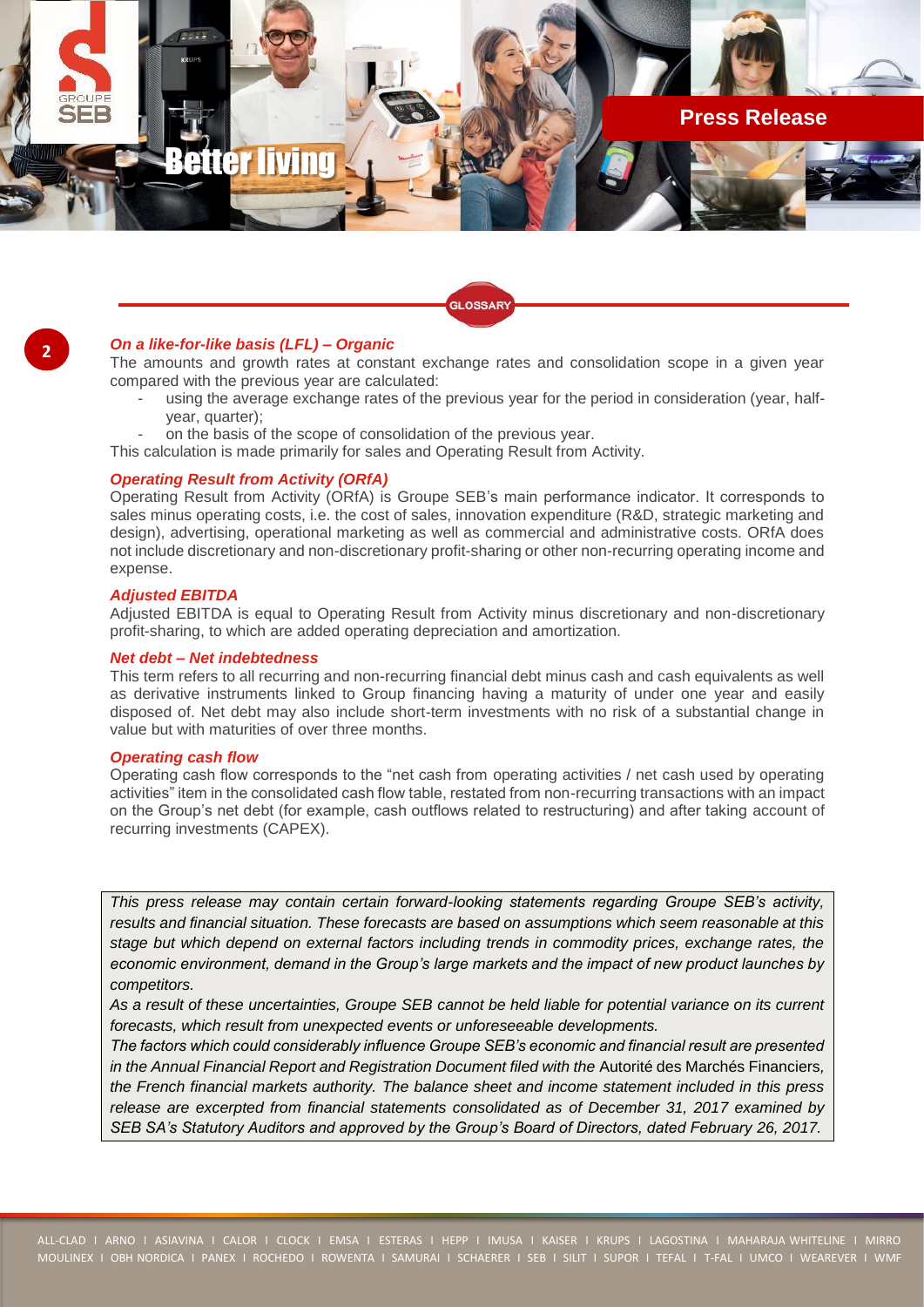## GLOSSARY

***On a like-for-like basis (LFL) – Organic***

The amounts and growth rates at constant exchange rates and consolidation scope in a given year compared with the previous year are calculated:

- using the average exchange rates of the previous year for the period in consideration (year, half-year, quarter);
- on the basis of the scope of consolidation of the previous year.

This calculation is made primarily for sales and Operating Result from Activity.

***Operating Result from Activity (ORfA)***

Operating Result from Activity (ORfA) is Groupe SEB's main performance indicator. It corresponds to sales minus operating costs, i.e. the cost of sales, innovation expenditure (R&D, strategic marketing and design), advertising, operational marketing as well as commercial and administrative costs. ORfA does not include discretionary and non-discretionary profit-sharing or other non-recurring operating income and expense.

***Adjusted EBITDA***

Adjusted EBITDA is equal to Operating Result from Activity minus discretionary and non-discretionary profit-sharing, to which are added operating depreciation and amortization.

***Net debt – Net indebtedness***

This term refers to all recurring and non-recurring financial debt minus cash and cash equivalents as well as derivative instruments linked to Group financing having a maturity of under one year and easily disposed of. Net debt may also include short-term investments with no risk of a substantial change in value but with maturities of over three months.

***Operating cash flow***

Operating cash flow corresponds to the "net cash from operating activities / net cash used by operating activities" item in the consolidated cash flow table, restated from non-recurring transactions with an impact on the Group's net debt (for example, cash outflows related to restructuring) and after taking account of recurring investments (CAPEX).

*This press release may contain certain forward-looking statements regarding Groupe SEB's activity, results and financial situation. These forecasts are based on assumptions which seem reasonable at this stage but which depend on external factors including trends in commodity prices, exchange rates, the economic environment, demand in the Group's large markets and the impact of new product launches by competitors.*

*As a result of these uncertainties, Groupe SEB cannot be held liable for potential variance on its current forecasts, which result from unexpected events or unforeseeable developments.*

*The factors which could considerably influence Groupe SEB's economic and financial result are presented in the Annual Financial Report and Registration Document filed with the* Autorité des Marchés Financiers*, the French financial markets authority. The balance sheet and income statement included in this press release are excerpted from financial statements consolidated as of December 31, 2017 examined by SEB SA's Statutory Auditors and approved by the Group's Board of Directors, dated February 26, 2017.*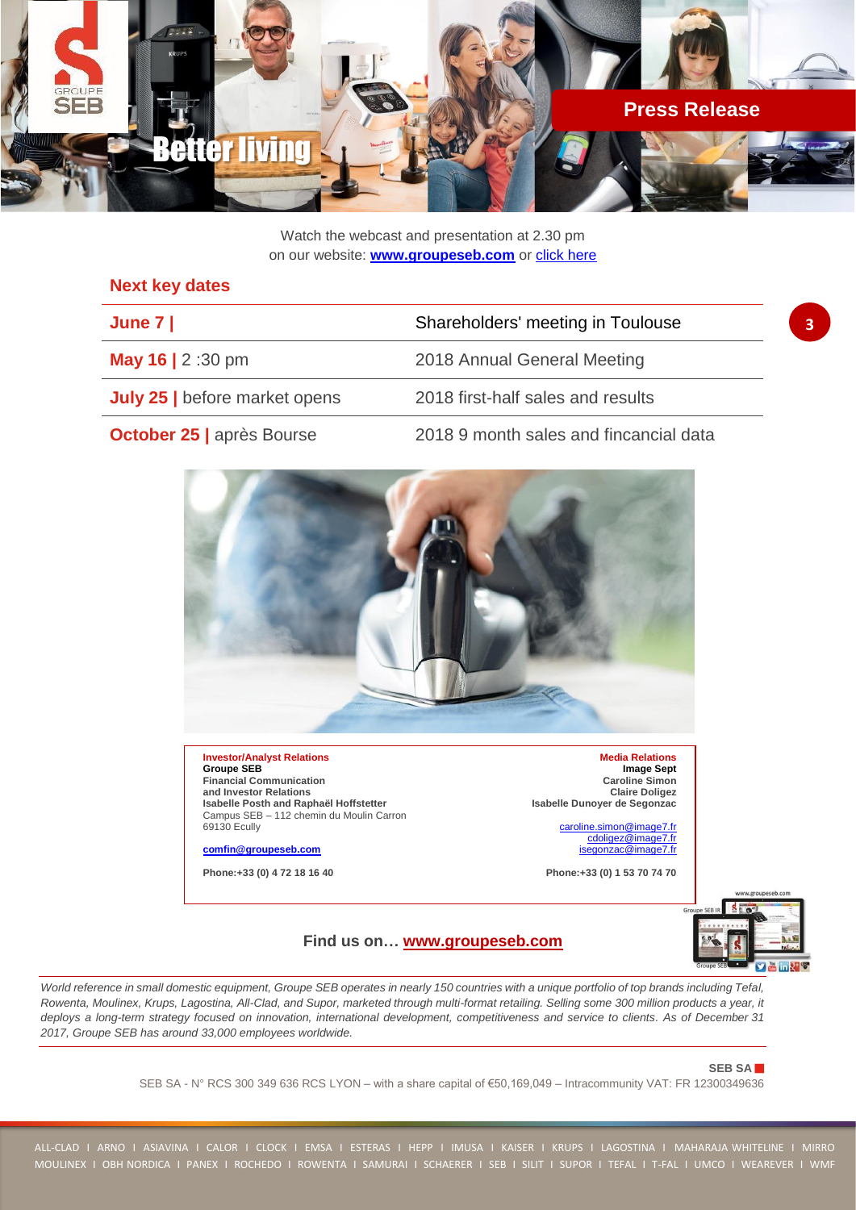Watch the webcast and presentation at 2.30 pm
on our website: **www.groupeseb.com** or click here

## Next key dates

| | |
|---|---|
| **June 7 \|** | Shareholders' meeting in Toulouse |
| **May 16 \|** 2 :30 pm | 2018 Annual General Meeting |
| **July 25 \|** before market opens | 2018 first-half sales and results |
| **October 25 \|** après Bourse | 2018 9 month sales and fincancial data |

**Investor/Analyst Relations**
**Groupe SEB**
**Financial Communication and Investor Relations**
**Isabelle Posth and Raphaël Hoffstetter**
Campus SEB – 112 chemin du Moulin Carron
69130 Ecully

**comfin@groupeseb.com**

**Phone:+33 (0) 4 72 18 16 40**

**Media Relations**
**Image Sept**
**Caroline Simon**
**Claire Doligez**
**Isabelle Dunoyer de Segonzac**

caroline.simon@image7.fr
cdoligez@image7.fr
isegonzac@image7.fr

**Phone:+33 (0) 1 53 70 74 70**

**Find us on… www.groupeseb.com**

*World reference in small domestic equipment, Groupe SEB operates in nearly 150 countries with a unique portfolio of top brands including Tefal, Rowenta, Moulinex, Krups, Lagostina, All-Clad, and Supor, marketed through multi-format retailing. Selling some 300 million products a year, it deploys a long-term strategy focused on innovation, international development, competitiveness and service to clients. As of December 31 2017, Groupe SEB has around 33,000 employees worldwide.*

**SEB SA**
SEB SA - N° RCS 300 349 636 RCS LYON – with a share capital of €50,169,049 – Intracommunity VAT: FR 12300349636

ALL-CLAD I ARNO I ASIAVINA I CALOR I CLOCK I EMSA I ESTERAS I HEPP I IMUSA I KAISER I KRUPS I LAGOSTINA I MAHARAJA WHITELINE I MIRRO MOULINEX I OBH NORDICA I PANEX I ROCHEDO I ROWENTA I SAMURAI I SCHAERER I SEB I SILIT I SUPOR I TEFAL I T-FAL I UMCO I WEAREVER I WMF